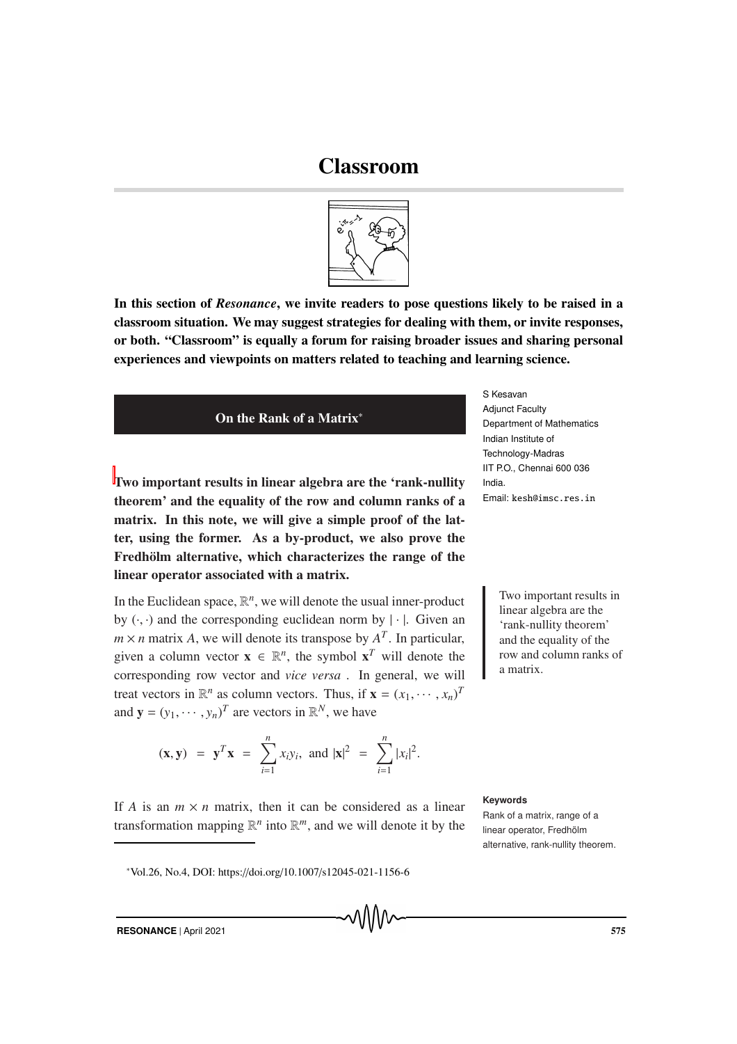# Classroom

**In this section of *Resonance*, we invite readers to pose questions likely to be raised in a classroom situation. We may suggest strategies for dealing with them, or invite responses, or both. "Classroom" is equally a forum for raising broader issues and sharing personal experiences and viewpoints on matters related to teaching and learning science.**

## On the Rank of a Matrix*

S Kesavan
Adjunct Faculty
Department of Mathematics
Indian Institute of Technology-Madras
IIT P.O., Chennai 600 036
India.
Email: kesh@imsc.res.in

**Two important results in linear algebra are the 'rank-nullity theorem' and the equality of the row and column ranks of a matrix. In this note, we will give a simple proof of the latter, using the former. As a by-product, we also prove the Fredhölm alternative, which characterizes the range of the linear operator associated with a matrix.**

In the Euclidean space, $\mathbb{R}^n$, we will denote the usual inner-product by $(\cdot,\cdot)$ and the corresponding euclidean norm by $|\cdot|$. Given an $m \times n$ matrix $A$, we will denote its transpose by $A^T$. In particular, given a column vector $\mathbf{x} \in \mathbb{R}^n$, the symbol $\mathbf{x}^T$ will denote the corresponding row vector and *vice versa* . In general, we will treat vectors in $\mathbb{R}^n$ as column vectors. Thus, if $\mathbf{x} = (x_1, \cdots, x_n)^T$ and $\mathbf{y} = (y_1, \cdots, y_n)^T$ are vectors in $\mathbb{R}^N$, we have

$$(\mathbf{x},\mathbf{y}) \ = \ \mathbf{y}^T\mathbf{x} \ = \ \sum_{i=1}^{n} x_i y_i, \ \text{and} \ |\mathbf{x}|^2 \ = \ \sum_{i=1}^{n} |x_i|^2.$$

If $A$ is an $m \times n$ matrix, then it can be considered as a linear transformation mapping $\mathbb{R}^n$ into $\mathbb{R}^m$, and we will denote it by the

**Keywords**
Rank of a matrix, range of a linear operator, Fredhölm alternative, rank-nullity theorem.

*Vol.26, No.4, DOI: https://doi.org/10.1007/s12045-021-1156-6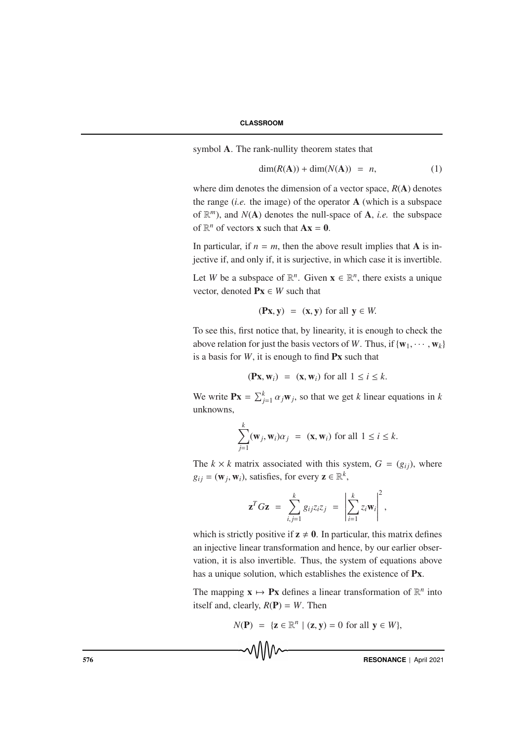symbol $\mathbf{A}$. The rank-nullity theorem states that

$$\dim(R(\mathbf{A})) + \dim(N(\mathbf{A})) = n, \tag{1}$$

where dim denotes the dimension of a vector space, $R(\mathbf{A})$ denotes the range (*i.e.* the image) of the operator $\mathbf{A}$ (which is a subspace of $\mathbb{R}^m$), and $N(\mathbf{A})$ denotes the null-space of $\mathbf{A}$, *i.e.* the subspace of $\mathbb{R}^n$ of vectors $\mathbf{x}$ such that $\mathbf{Ax} = \mathbf{0}$.

In particular, if $n = m$, then the above result implies that $\mathbf{A}$ is injective if, and only if, it is surjective, in which case it is invertible.

Let $W$ be a subspace of $\mathbb{R}^n$. Given $\mathbf{x} \in \mathbb{R}^n$, there exists a unique vector, denoted $\mathbf{Px} \in W$ such that

$$(\mathbf{Px}, \mathbf{y}) = (\mathbf{x}, \mathbf{y}) \text{ for all } \mathbf{y} \in W.$$

To see this, first notice that, by linearity, it is enough to check the above relation for just the basis vectors of $W$. Thus, if $\{\mathbf{w}_1, \cdots, \mathbf{w}_k\}$ is a basis for $W$, it is enough to find $\mathbf{Px}$ such that

$$(\mathbf{Px}, \mathbf{w}_i) = (\mathbf{x}, \mathbf{w}_i) \text{ for all } 1 \leq i \leq k.$$

We write $\mathbf{Px} = \sum_{j=1}^{k} \alpha_j \mathbf{w}_j$, so that we get $k$ linear equations in $k$ unknowns,

$$\sum_{j=1}^{k} (\mathbf{w}_j, \mathbf{w}_i)\alpha_j = (\mathbf{x}, \mathbf{w}_i) \text{ for all } 1 \leq i \leq k.$$

The $k \times k$ matrix associated with this system, $G = (g_{ij})$, where $g_{ij} = (\mathbf{w}_j, \mathbf{w}_i)$, satisfies, for every $\mathbf{z} \in \mathbb{R}^k$,

$$\mathbf{z}^T G \mathbf{z} = \sum_{i,j=1}^{k} g_{ij} z_i z_j = \left| \sum_{i=1}^{k} z_i \mathbf{w}_i \right|^2,$$

which is strictly positive if $\mathbf{z} \neq \mathbf{0}$. In particular, this matrix defines an injective linear transformation and hence, by our earlier observation, it is also invertible. Thus, the system of equations above has a unique solution, which establishes the existence of $\mathbf{Px}$.

The mapping $\mathbf{x} \mapsto \mathbf{Px}$ defines a linear transformation of $\mathbb{R}^n$ into itself and, clearly, $R(\mathbf{P}) = W$. Then

$$N(\mathbf{P}) = \{\mathbf{z} \in \mathbb{R}^n \mid (\mathbf{z}, \mathbf{y}) = 0 \text{ for all } \mathbf{y} \in W\},$$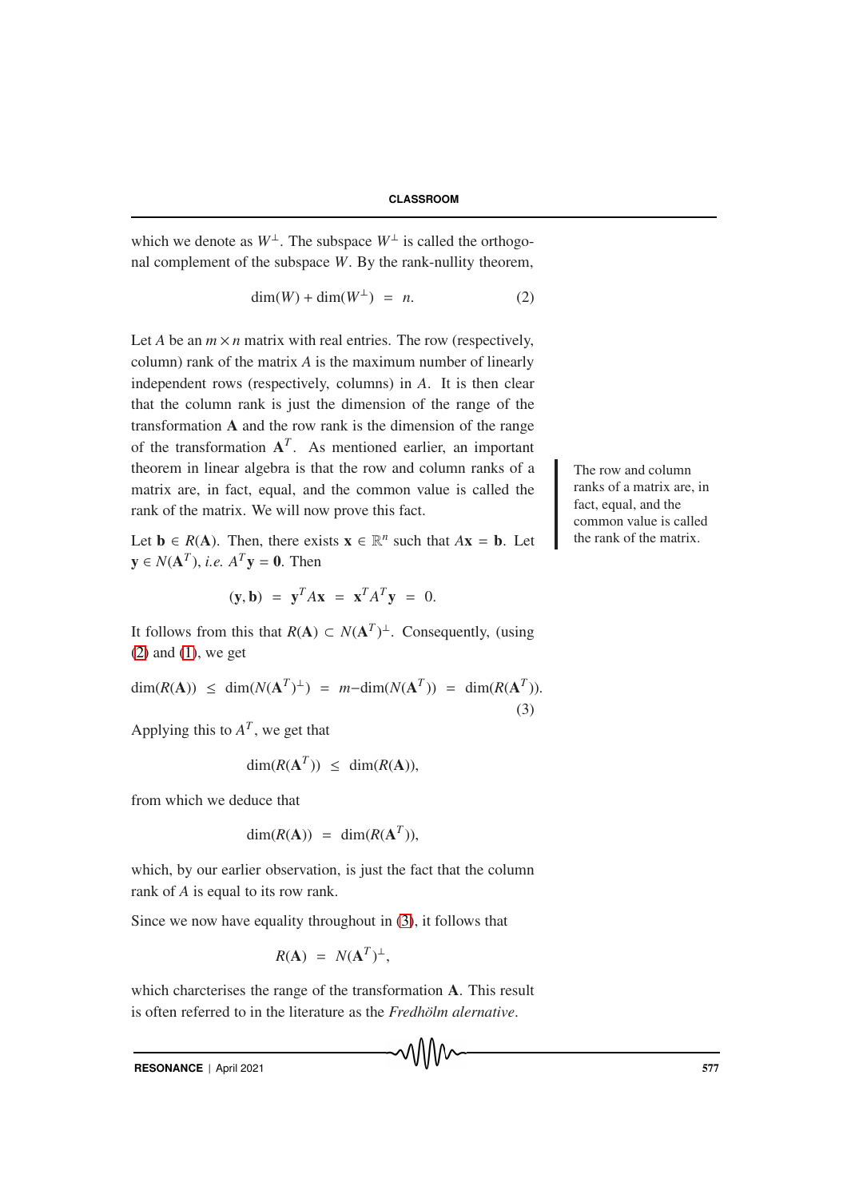which we denote as $W^\perp$. The subspace $W^\perp$ is called the orthogonal complement of the subspace $W$. By the rank-nullity theorem,

$$\dim(W) + \dim(W^\perp) = n. \tag{2}$$

Let $A$ be an $m \times n$ matrix with real entries. The row (respectively, column) rank of the matrix $A$ is the maximum number of linearly independent rows (respectively, columns) in $A$. It is then clear that the column rank is just the dimension of the range of the transformation $\mathbf{A}$ and the row rank is the dimension of the range of the transformation $\mathbf{A}^T$. As mentioned earlier, an important theorem in linear algebra is that the row and column ranks of a matrix are, in fact, equal, and the common value is called the rank of the matrix. We will now prove this fact.

The row and column ranks of a matrix are, in fact, equal, and the common value is called the rank of the matrix.

Let $\mathbf{b} \in R(\mathbf{A})$. Then, there exists $\mathbf{x} \in \mathbb{R}^n$ such that $A\mathbf{x} = \mathbf{b}$. Let $\mathbf{y} \in N(\mathbf{A}^T)$, *i.e.* $A^T\mathbf{y} = \mathbf{0}$. Then

$$(\mathbf{y}, \mathbf{b}) = \mathbf{y}^T A\mathbf{x} = \mathbf{x}^T A^T \mathbf{y} = 0.$$

It follows from this that $R(\mathbf{A}) \subset N(\mathbf{A}^T)^\perp$. Consequently, (using (2) and (1), we get

$$\dim(R(\mathbf{A})) \leq \dim(N(\mathbf{A}^T)^\perp) = m - \dim(N(\mathbf{A}^T)) = \dim(R(\mathbf{A}^T)). \tag{3}$$

Applying this to $A^T$, we get that

$$\dim(R(\mathbf{A}^T)) \leq \dim(R(\mathbf{A})),$$

from which we deduce that

$$\dim(R(\mathbf{A})) = \dim(R(\mathbf{A}^T)),$$

which, by our earlier observation, is just the fact that the column rank of $A$ is equal to its row rank.

Since we now have equality throughout in (3), it follows that

$$R(\mathbf{A}) = N(\mathbf{A}^T)^\perp,$$

which charcterises the range of the transformation $\mathbf{A}$. This result is often referred to in the literature as the *Fredhölm alernative*.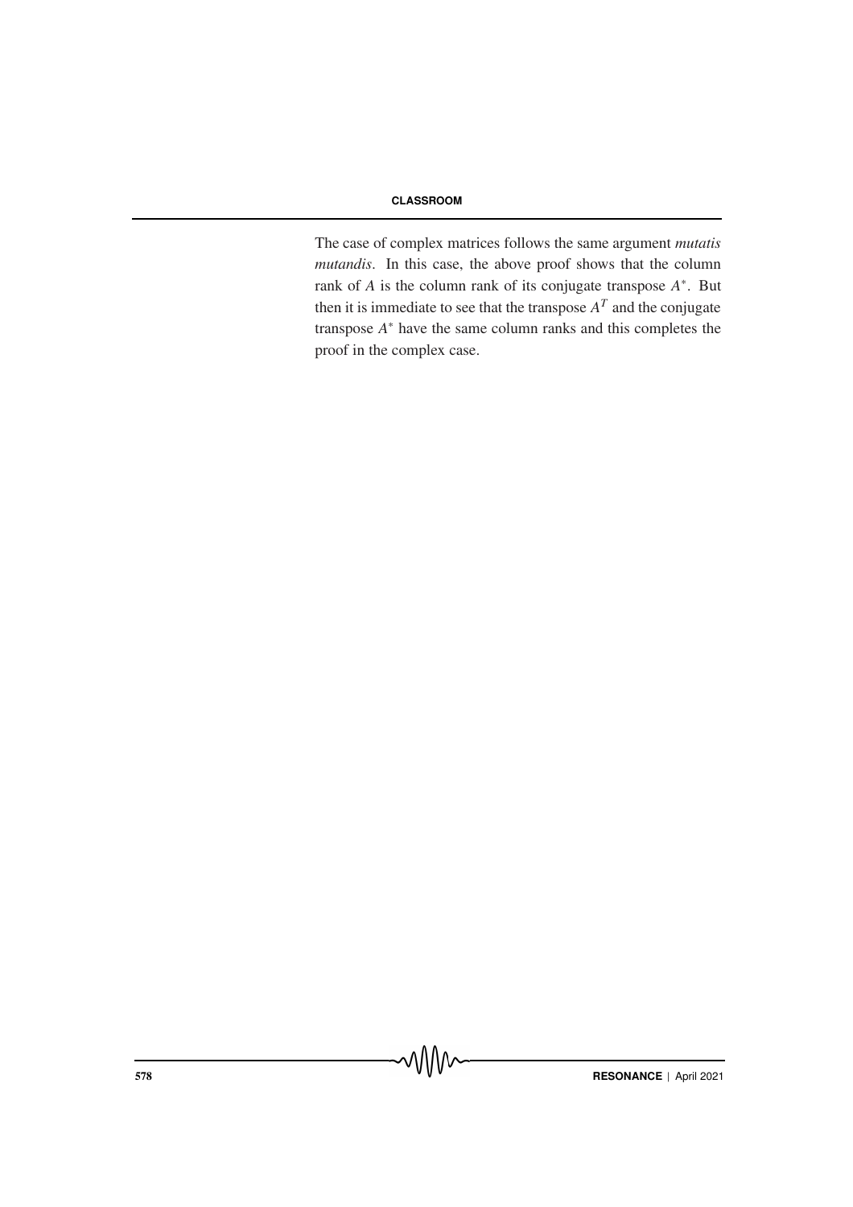The case of complex matrices follows the same argument *mutatis mutandis*. In this case, the above proof shows that the column rank of $A$ is the column rank of its conjugate transpose $A^*$. But then it is immediate to see that the transpose $A^T$ and the conjugate transpose $A^*$ have the same column ranks and this completes the proof in the complex case.